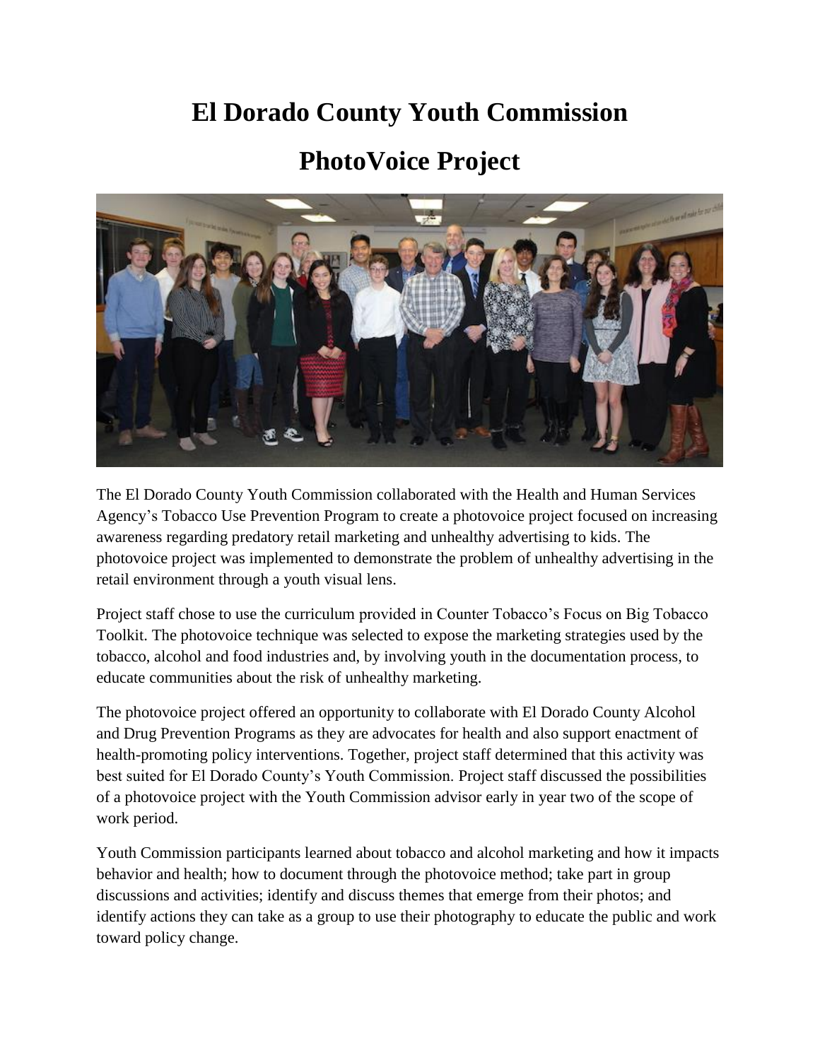# El Dorado County Youth Commission

# PhotoVoice Project

The El Dorado County Youth Commission collaborated with the Health and Human Services Agency's Tobacco Use Prevention Program to create a photovoice project focused on increasing awareness regarding predatory retail marketing and unhealthy advertising to kids. The photovoice project was implemented to demonstrate the problem of unhealthy advertising in the retail environment through a youth visual lens.

Project staff chose to use the curriculum provided in Counter Tobacco's Focus on Big Tobacco Toolkit. The photovoice technique was selected to expose the marketing strategies used by the tobacco, alcohol and food industries and, by involving youth in the documentation process, to educate communities about the risk of unhealthy marketing.

The photovoice project offered an opportunity to collaborate with El Dorado County Alcohol and Drug Prevention Programs as they are advocates for health and also support enactment of health-promoting policy interventions. Together, project staff determined that this activity was best suited for El Dorado County's Youth Commission. Project staff discussed the possibilities of a photovoice project with the Youth Commission advisor early in year two of the scope of work period.

Youth Commission participants learned about tobacco and alcohol marketing and how it impacts behavior and health; how to document through the photovoice method; take part in group discussions and activities; identify and discuss themes that emerge from their photos; and identify actions they can take as a group to use their photography to educate the public and work toward policy change.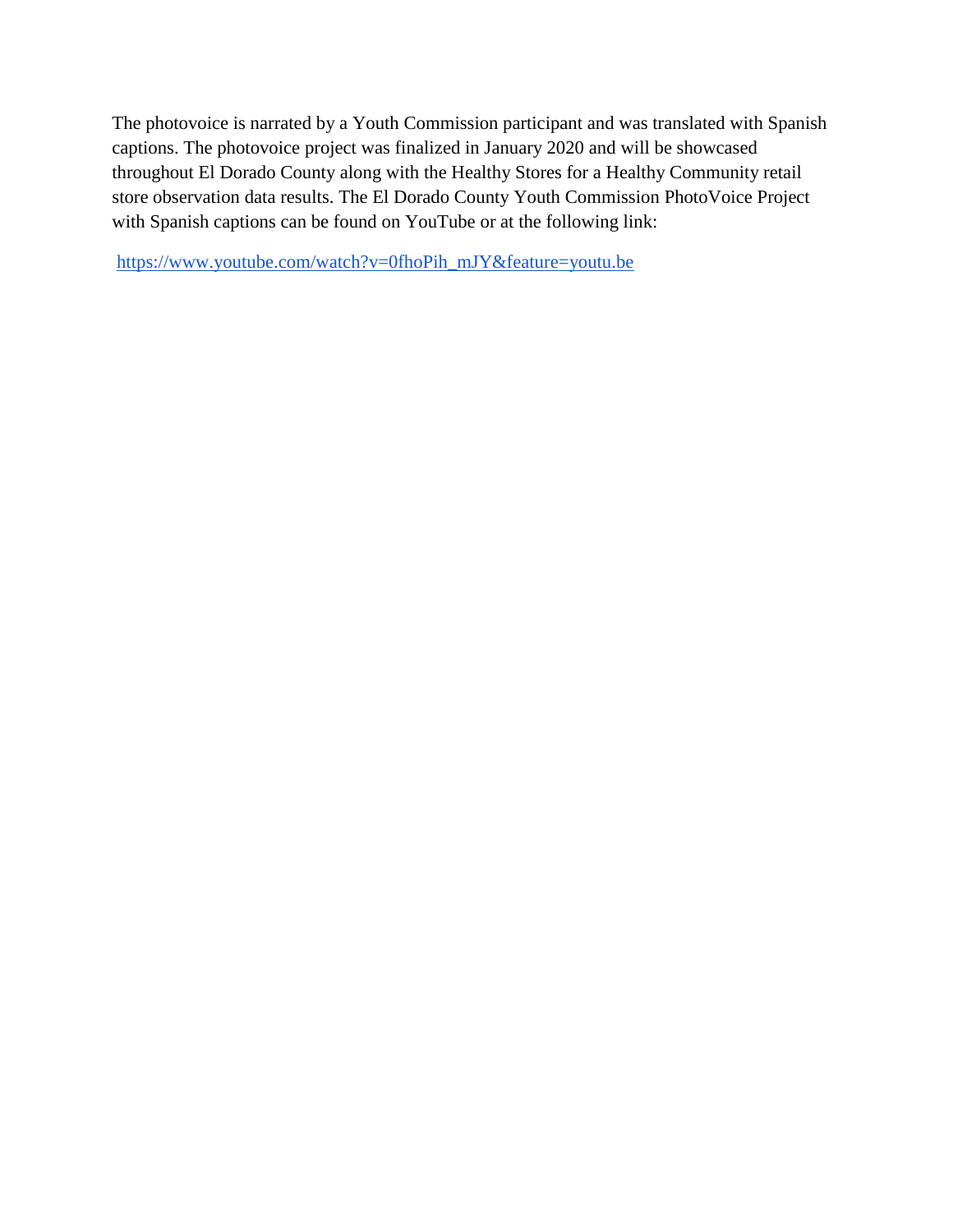The photovoice is narrated by a Youth Commission participant and was translated with Spanish captions. The photovoice project was finalized in January 2020 and will be showcased throughout El Dorado County along with the Healthy Stores for a Healthy Community retail store observation data results. The El Dorado County Youth Commission PhotoVoice Project with Spanish captions can be found on YouTube or at the following link:

https://www.youtube.com/watch?v=0fhoPih_mJY&feature=youtu.be